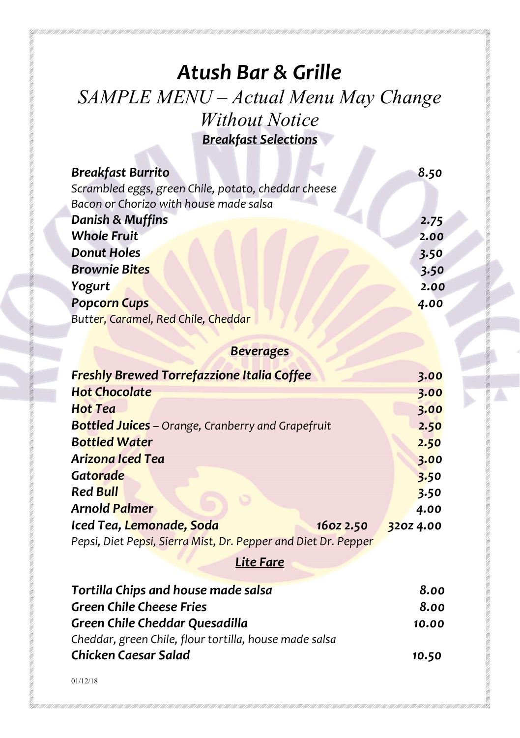# Atush Bar & Grille

*SAMPLE MENU – Actual Menu May Change Without Notice*

## Breakfast Selections

| Item | Price |
|---|---|
| **Breakfast Burrito**<br>*Scrambled eggs, green Chile, potato, cheddar cheese Bacon or Chorizo with house made salsa* | 8.50 |
| **Danish & Muffins** | 2.75 |
| **Whole Fruit** | 2.00 |
| **Donut Holes** | 3.50 |
| **Brownie Bites** | 3.50 |
| **Yogurt** | 2.00 |
| **Popcorn Cups**<br>*Butter, Caramel, Red Chile, Cheddar* | 4.00 |

## Beverages

| Item | Price |
|---|---|
| **Freshly Brewed Torrefazzione Italia Coffee** | 3.00 |
| **Hot Chocolate** | 3.00 |
| **Hot Tea** | 3.00 |
| **Bottled Juices** – *Orange, Cranberry and Grapefruit* | 2.50 |
| **Bottled Water** | 2.50 |
| **Arizona Iced Tea** | 3.00 |
| **Gatorade** | 3.50 |
| **Red Bull** | 3.50 |
| **Arnold Palmer** | 4.00 |
| **Iced Tea, Lemonade, Soda** — 16oz 2.50<br>*Pepsi, Diet Pepsi, Sierra Mist, Dr. Pepper and Diet Dr. Pepper* | 32oz 4.00 |

## Lite Fare

| Item | Price |
|---|---|
| **Tortilla Chips and house made salsa** | 8.00 |
| **Green Chile Cheese Fries** | 8.00 |
| **Green Chile Cheddar Quesadilla**<br>*Cheddar, green Chile, flour tortilla, house made salsa* | 10.00 |
| **Chicken Caesar Salad** | 10.50 |

01/12/18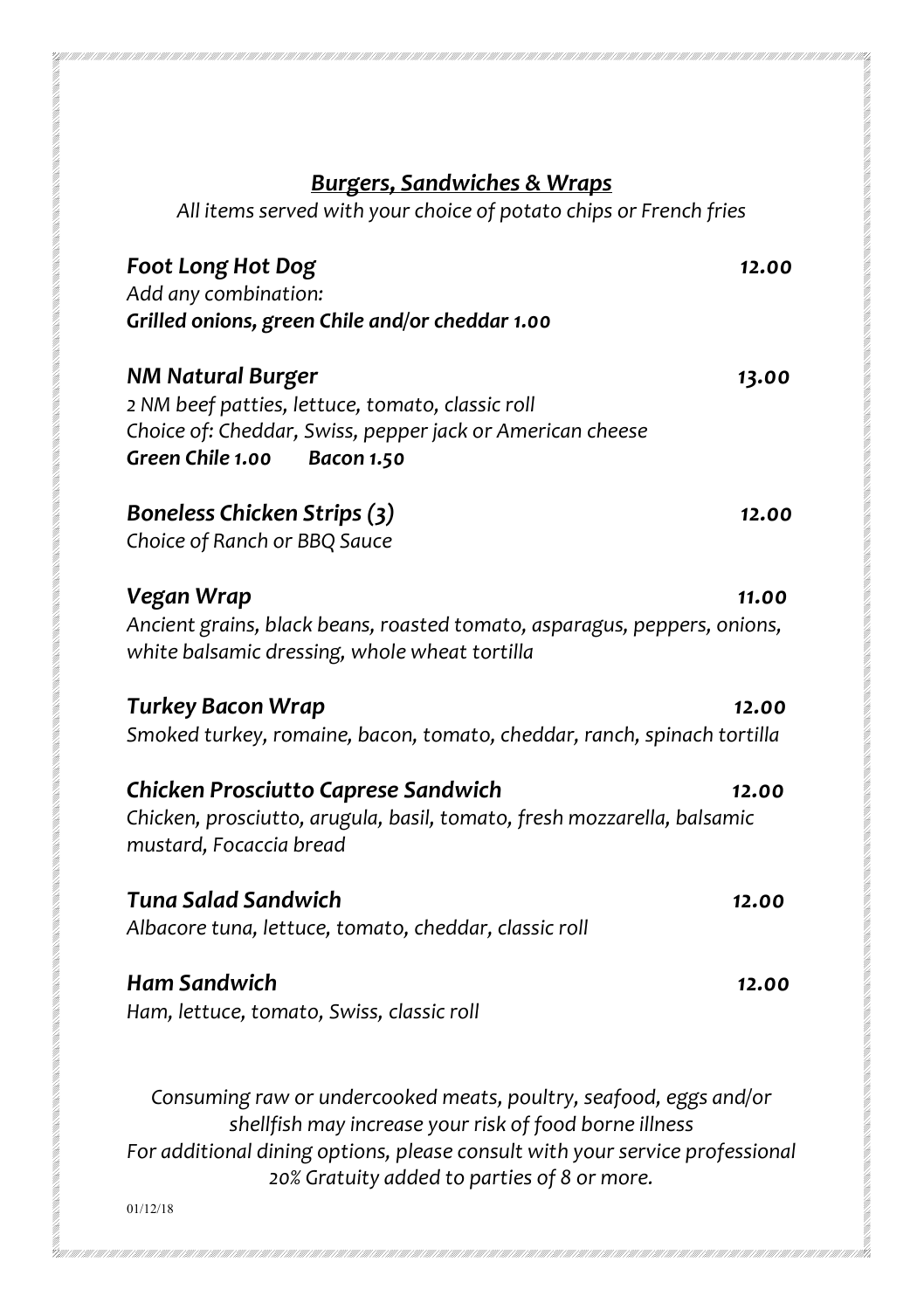## *Burgers, Sandwiches & Wraps*

*All items served with your choice of potato chips or French fries*

***Foot Long Hot Dog*** *12.00*
*Add any combination:*
***Grilled onions, green Chile and/or cheddar 1.00***

***NM Natural Burger*** *13.00*
*2 NM beef patties, lettuce, tomato, classic roll*
*Choice of: Cheddar, Swiss, pepper jack or American cheese*
***Green Chile 1.00 Bacon 1.50***

***Boneless Chicken Strips (3)*** *12.00*
*Choice of Ranch or BBQ Sauce*

***Vegan Wrap*** *11.00*
*Ancient grains, black beans, roasted tomato, asparagus, peppers, onions, white balsamic dressing, whole wheat tortilla*

***Turkey Bacon Wrap*** *12.00*
*Smoked turkey, romaine, bacon, tomato, cheddar, ranch, spinach tortilla*

***Chicken Prosciutto Caprese Sandwich*** *12.00*
*Chicken, prosciutto, arugula, basil, tomato, fresh mozzarella, balsamic mustard, Focaccia bread*

***Tuna Salad Sandwich*** *12.00*
*Albacore tuna, lettuce, tomato, cheddar, classic roll*

***Ham Sandwich*** *12.00*
*Ham, lettuce, tomato, Swiss, classic roll*

*Consuming raw or undercooked meats, poultry, seafood, eggs and/or shellfish may increase your risk of food borne illness*
*For additional dining options, please consult with your service professional*
*20% Gratuity added to parties of 8 or more.*

01/12/18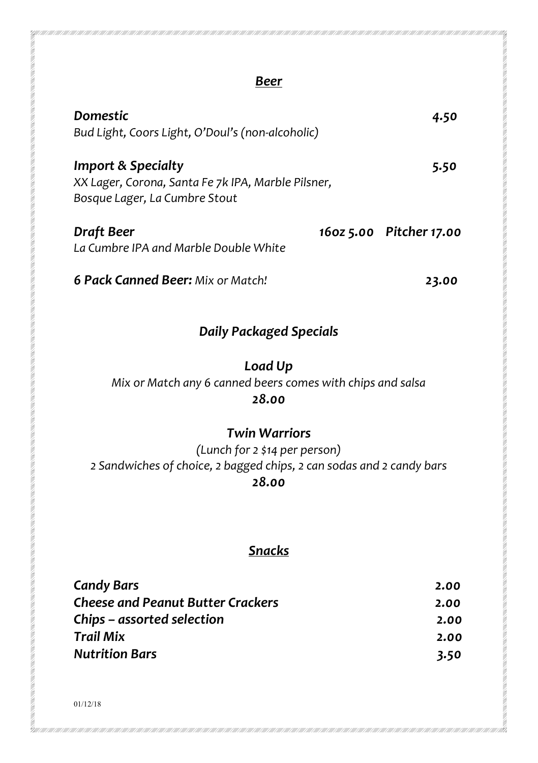## *Beer*

***Domestic*** ***4.50***
*Bud Light, Coors Light, O'Doul's (non-alcoholic)*

***Import & Specialty*** ***5.50***
*XX Lager, Corona, Santa Fe 7k IPA, Marble Pilsner,*
*Bosque Lager, La Cumbre Stout*

***Draft Beer*** ***16oz 5.00 Pitcher 17.00***
*La Cumbre IPA and Marble Double White*

***6 Pack Canned Beer:*** *Mix or Match!* ***23.00***

## *Daily Packaged Specials*

### *Load Up*

*Mix or Match any 6 canned beers comes with chips and salsa*

***28.00***

### *Twin Warriors*

*(Lunch for 2 $14 per person)*

*2 Sandwiches of choice, 2 bagged chips, 2 can sodas and 2 candy bars*

***28.00***

## *Snacks*

| | |
|---|---|
| ***Candy Bars*** | ***2.00*** |
| ***Cheese and Peanut Butter Crackers*** | ***2.00*** |
| ***Chips – assorted selection*** | ***2.00*** |
| ***Trail Mix*** | ***2.00*** |
| ***Nutrition Bars*** | ***3.50*** |

01/12/18